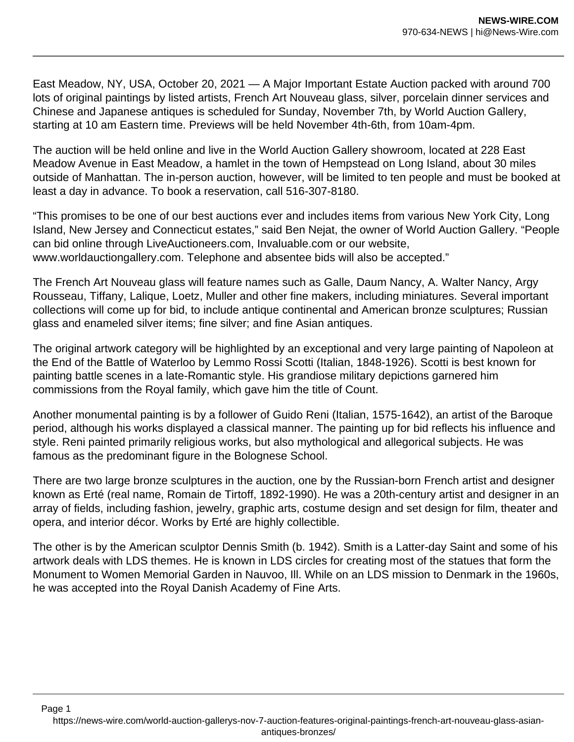East Meadow, NY, USA, October 20, 2021 — A Major Important Estate Auction packed with around 700 lots of original paintings by listed artists, French Art Nouveau glass, silver, porcelain dinner services and Chinese and Japanese antiques is scheduled for Sunday, November 7th, by World Auction Gallery, starting at 10 am Eastern time. Previews will be held November 4th-6th, from 10am-4pm.

The auction will be held online and live in the World Auction Gallery showroom, located at 228 East Meadow Avenue in East Meadow, a hamlet in the town of Hempstead on Long Island, about 30 miles outside of Manhattan. The in-person auction, however, will be limited to ten people and must be booked at least a day in advance. To book a reservation, call 516-307-8180.

“This promises to be one of our best auctions ever and includes items from various New York City, Long Island, New Jersey and Connecticut estates,” said Ben Nejat, the owner of World Auction Gallery. “People can bid online through LiveAuctioneers.com, Invaluable.com or our website, www.worldauctiongallery.com. Telephone and absentee bids will also be accepted.”

The French Art Nouveau glass will feature names such as Galle, Daum Nancy, A. Walter Nancy, Argy Rousseau, Tiffany, Lalique, Loetz, Muller and other fine makers, including miniatures. Several important collections will come up for bid, to include antique continental and American bronze sculptures; Russian glass and enameled silver items; fine silver; and fine Asian antiques.

The original artwork category will be highlighted by an exceptional and very large painting of Napoleon at the End of the Battle of Waterloo by Lemmo Rossi Scotti (Italian, 1848-1926). Scotti is best known for painting battle scenes in a late-Romantic style. His grandiose military depictions garnered him commissions from the Royal family, which gave him the title of Count.

Another monumental painting is by a follower of Guido Reni (Italian, 1575-1642), an artist of the Baroque period, although his works displayed a classical manner. The painting up for bid reflects his influence and style. Reni painted primarily religious works, but also mythological and allegorical subjects. He was famous as the predominant figure in the Bolognese School.

There are two large bronze sculptures in the auction, one by the Russian-born French artist and designer known as Erté (real name, Romain de Tirtoff, 1892-1990). He was a 20th-century artist and designer in an array of fields, including fashion, jewelry, graphic arts, costume design and set design for film, theater and opera, and interior décor. Works by Erté are highly collectible.

The other is by the American sculptor Dennis Smith (b. 1942). Smith is a Latter-day Saint and some of his artwork deals with LDS themes. He is known in LDS circles for creating most of the statues that form the Monument to Women Memorial Garden in Nauvoo, Ill. While on an LDS mission to Denmark in the 1960s, he was accepted into the Royal Danish Academy of Fine Arts.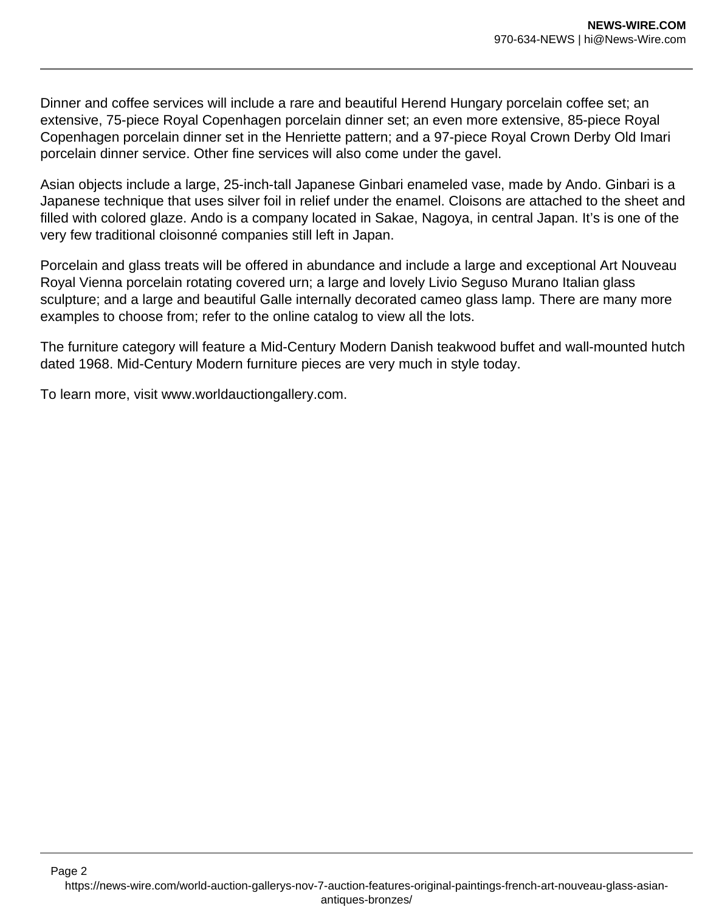Dinner and coffee services will include a rare and beautiful Herend Hungary porcelain coffee set; an extensive, 75-piece Royal Copenhagen porcelain dinner set; an even more extensive, 85-piece Royal Copenhagen porcelain dinner set in the Henriette pattern; and a 97-piece Royal Crown Derby Old Imari porcelain dinner service. Other fine services will also come under the gavel.

Asian objects include a large, 25-inch-tall Japanese Ginbari enameled vase, made by Ando. Ginbari is a Japanese technique that uses silver foil in relief under the enamel. Cloisons are attached to the sheet and filled with colored glaze. Ando is a company located in Sakae, Nagoya, in central Japan. It's is one of the very few traditional cloisonné companies still left in Japan.

Porcelain and glass treats will be offered in abundance and include a large and exceptional Art Nouveau Royal Vienna porcelain rotating covered urn; a large and lovely Livio Seguso Murano Italian glass sculpture; and a large and beautiful Galle internally decorated cameo glass lamp. There are many more examples to choose from; refer to the online catalog to view all the lots.

The furniture category will feature a Mid-Century Modern Danish teakwood buffet and wall-mounted hutch dated 1968. Mid-Century Modern furniture pieces are very much in style today.

To learn more, visit www.worldauctiongallery.com.